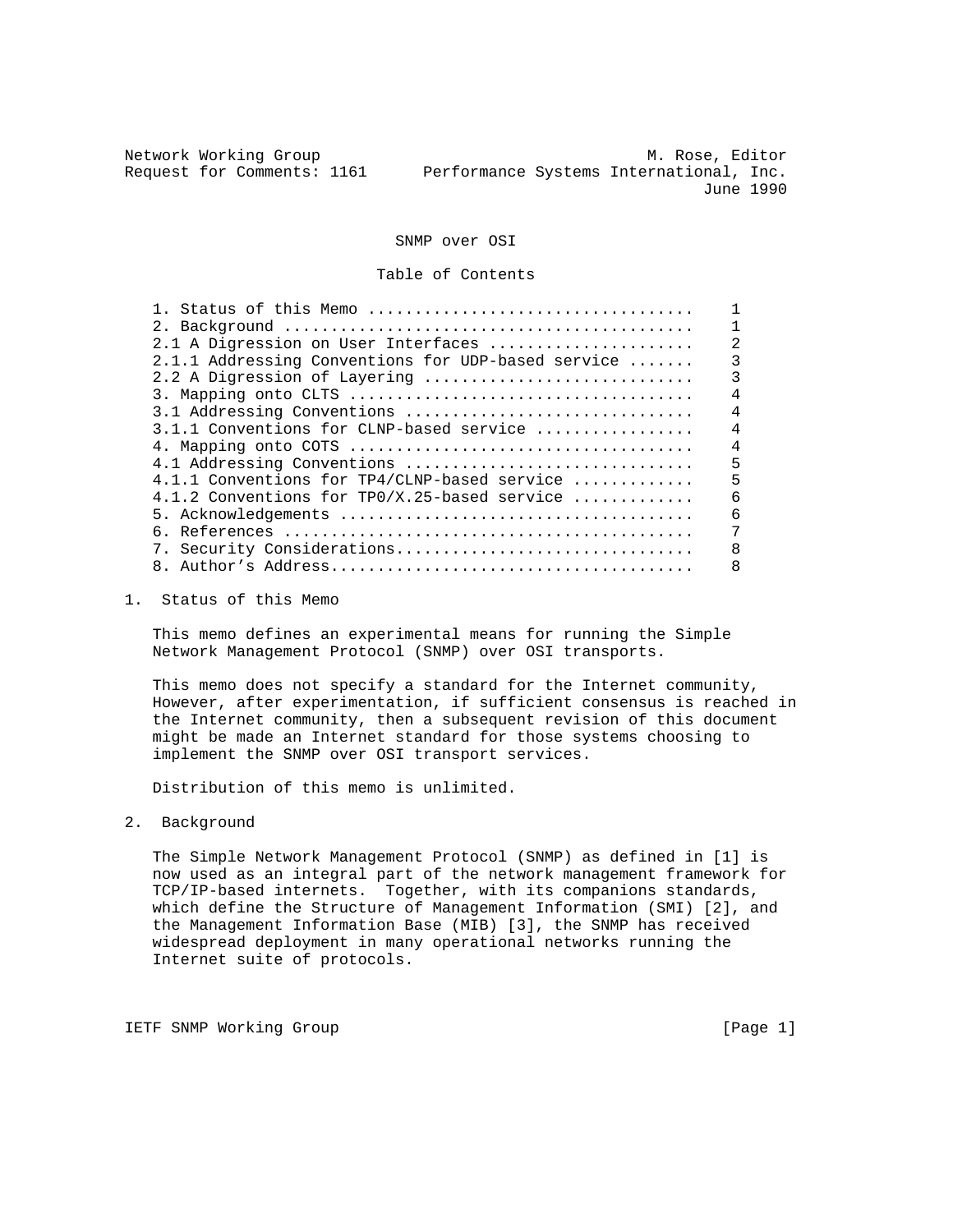Network Working Group M. Rose, Editor
Request for Comments: 1161 Performance Systems International, Inc.
June 1990

# SNMP over OSI

## Table of Contents

| | |
|---|---|
| 1. Status of this Memo | 1 |
| 2. Background | 1 |
| 2.1 A Digression on User Interfaces | 2 |
| 2.1.1 Addressing Conventions for UDP-based service | 3 |
| 2.2 A Digression of Layering | 3 |
| 3. Mapping onto CLTS | 4 |
| 3.1 Addressing Conventions | 4 |
| 3.1.1 Conventions for CLNP-based service | 4 |
| 4. Mapping onto COTS | 4 |
| 4.1 Addressing Conventions | 5 |
| 4.1.1 Conventions for TP4/CLNP-based service | 5 |
| 4.1.2 Conventions for TP0/X.25-based service | 6 |
| 5. Acknowledgements | 6 |
| 6. References | 7 |
| 7. Security Considerations | 8 |
| 8. Author's Address | 8 |

## 1. Status of this Memo

This memo defines an experimental means for running the Simple Network Management Protocol (SNMP) over OSI transports.

This memo does not specify a standard for the Internet community, However, after experimentation, if sufficient consensus is reached in the Internet community, then a subsequent revision of this document might be made an Internet standard for those systems choosing to implement the SNMP over OSI transport services.

Distribution of this memo is unlimited.

## 2. Background

The Simple Network Management Protocol (SNMP) as defined in [1] is now used as an integral part of the network management framework for TCP/IP-based internets. Together, with its companions standards, which define the Structure of Management Information (SMI) [2], and the Management Information Base (MIB) [3], the SNMP has received widespread deployment in many operational networks running the Internet suite of protocols.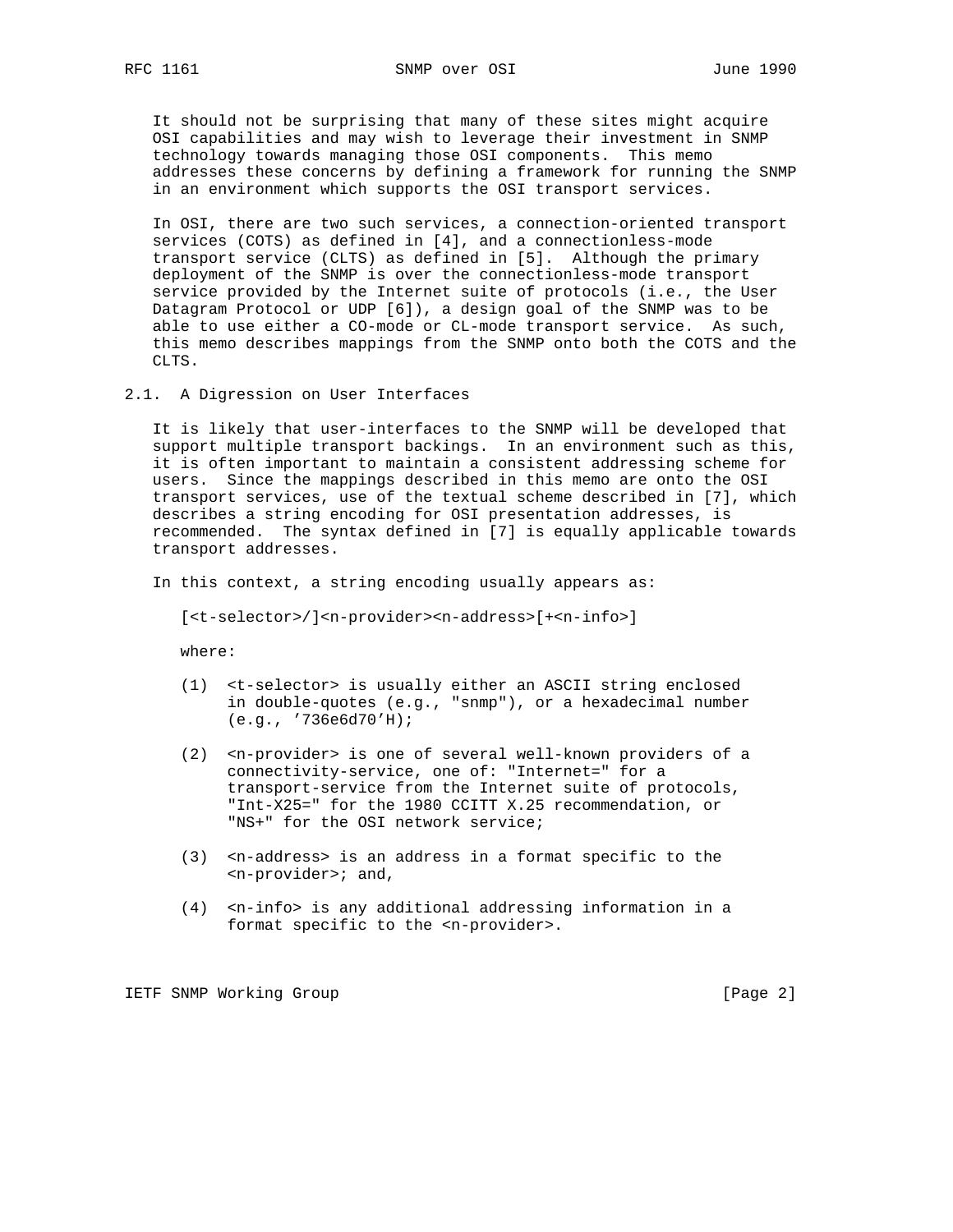It should not be surprising that many of these sites might acquire OSI capabilities and may wish to leverage their investment in SNMP technology towards managing those OSI components. This memo addresses these concerns by defining a framework for running the SNMP in an environment which supports the OSI transport services.

In OSI, there are two such services, a connection-oriented transport services (COTS) as defined in [4], and a connectionless-mode transport service (CLTS) as defined in [5]. Although the primary deployment of the SNMP is over the connectionless-mode transport service provided by the Internet suite of protocols (i.e., the User Datagram Protocol or UDP [6]), a design goal of the SNMP was to be able to use either a CO-mode or CL-mode transport service. As such, this memo describes mappings from the SNMP onto both the COTS and the CLTS.

## 2.1. A Digression on User Interfaces

It is likely that user-interfaces to the SNMP will be developed that support multiple transport backings. In an environment such as this, it is often important to maintain a consistent addressing scheme for users. Since the mappings described in this memo are onto the OSI transport services, use of the textual scheme described in [7], which describes a string encoding for OSI presentation addresses, is recommended. The syntax defined in [7] is equally applicable towards transport addresses.

In this context, a string encoding usually appears as:

```
[<t-selector>/]<n-provider><n-address>[+<n-info>]
```

where:

(1) <t-selector> is usually either an ASCII string enclosed in double-quotes (e.g., "snmp"), or a hexadecimal number (e.g., '736e6d70'H);

(2) <n-provider> is one of several well-known providers of a connectivity-service, one of: "Internet=" for a transport-service from the Internet suite of protocols, "Int-X25=" for the 1980 CCITT X.25 recommendation, or "NS+" for the OSI network service;

(3) <n-address> is an address in a format specific to the <n-provider>; and,

(4) <n-info> is any additional addressing information in a format specific to the <n-provider>.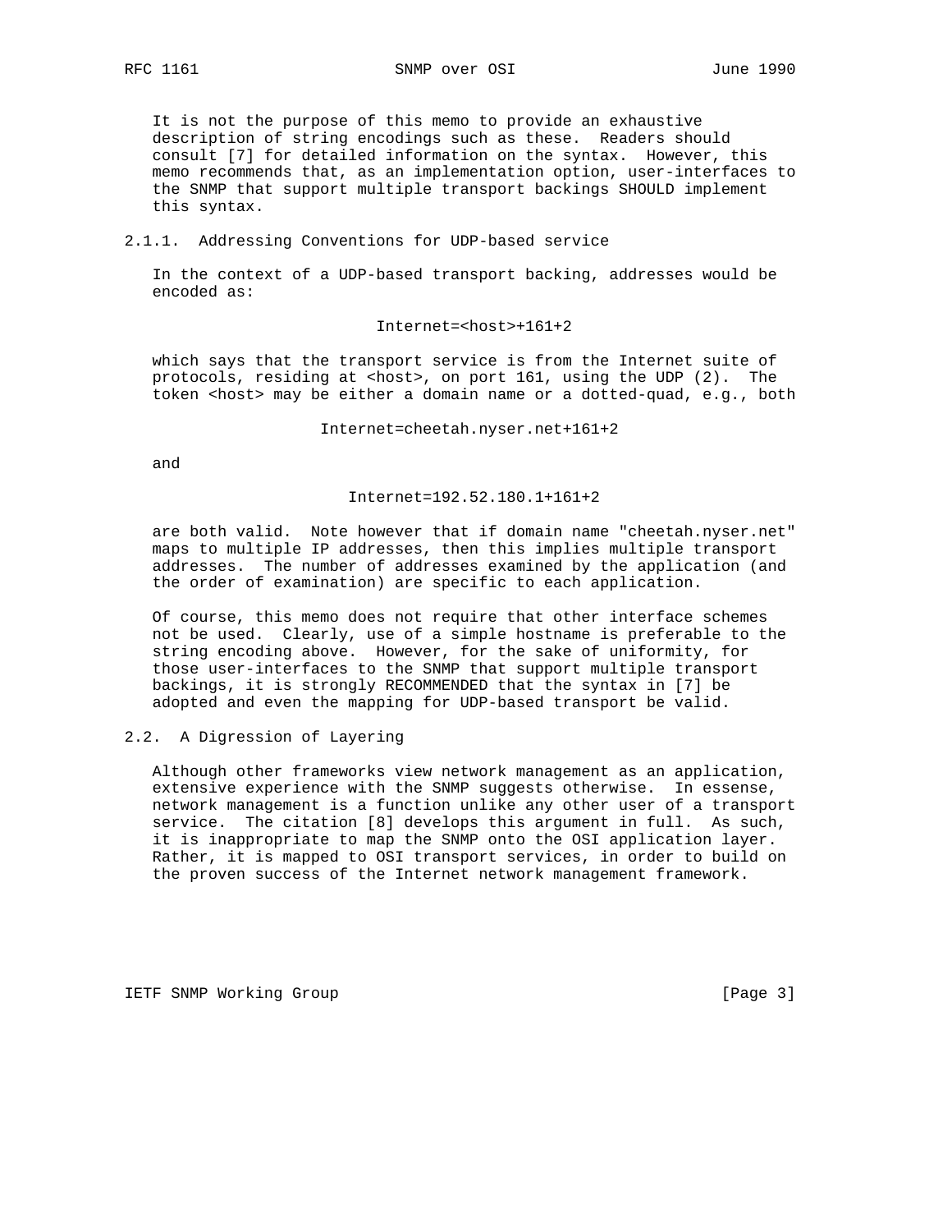It is not the purpose of this memo to provide an exhaustive description of string encodings such as these. Readers should consult [7] for detailed information on the syntax. However, this memo recommends that, as an implementation option, user-interfaces to the SNMP that support multiple transport backings SHOULD implement this syntax.

### 2.1.1. Addressing Conventions for UDP-based service

In the context of a UDP-based transport backing, addresses would be encoded as:

```
Internet=<host>+161+2
```

which says that the transport service is from the Internet suite of protocols, residing at <host>, on port 161, using the UDP (2). The token <host> may be either a domain name or a dotted-quad, e.g., both

```
Internet=cheetah.nyser.net+161+2
```

and

```
Internet=192.52.180.1+161+2
```

are both valid. Note however that if domain name "cheetah.nyser.net" maps to multiple IP addresses, then this implies multiple transport addresses. The number of addresses examined by the application (and the order of examination) are specific to each application.

Of course, this memo does not require that other interface schemes not be used. Clearly, use of a simple hostname is preferable to the string encoding above. However, for the sake of uniformity, for those user-interfaces to the SNMP that support multiple transport backings, it is strongly RECOMMENDED that the syntax in [7] be adopted and even the mapping for UDP-based transport be valid.

## 2.2. A Digression of Layering

Although other frameworks view network management as an application, extensive experience with the SNMP suggests otherwise. In essense, network management is a function unlike any other user of a transport service. The citation [8] develops this argument in full. As such, it is inappropriate to map the SNMP onto the OSI application layer. Rather, it is mapped to OSI transport services, in order to build on the proven success of the Internet network management framework.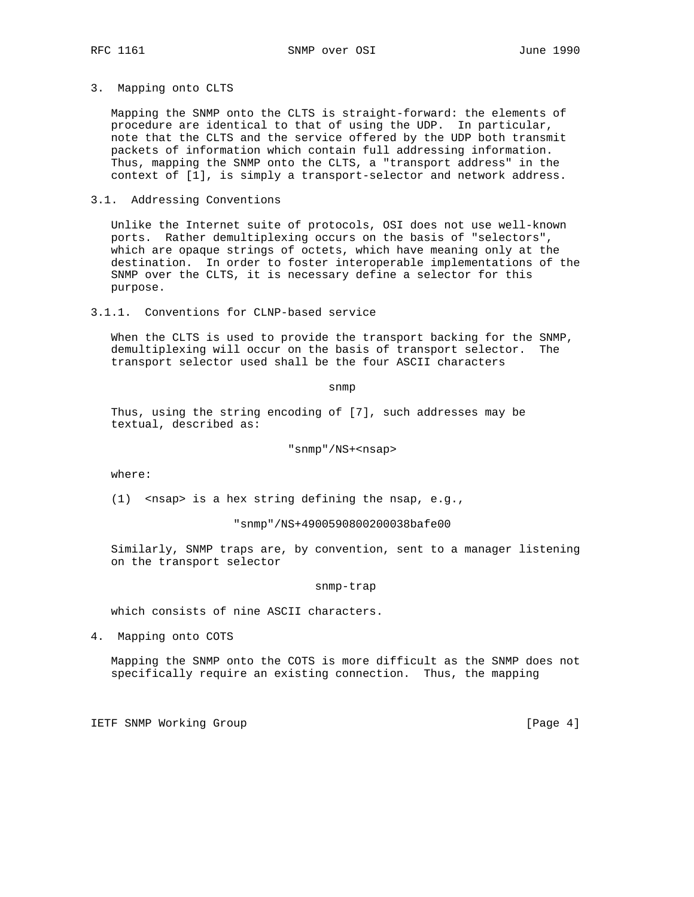## 3. Mapping onto CLTS

Mapping the SNMP onto the CLTS is straight-forward: the elements of procedure are identical to that of using the UDP. In particular, note that the CLTS and the service offered by the UDP both transmit packets of information which contain full addressing information. Thus, mapping the SNMP onto the CLTS, a "transport address" in the context of [1], is simply a transport-selector and network address.

### 3.1. Addressing Conventions

Unlike the Internet suite of protocols, OSI does not use well-known ports. Rather demultiplexing occurs on the basis of "selectors", which are opaque strings of octets, which have meaning only at the destination. In order to foster interoperable implementations of the SNMP over the CLTS, it is necessary define a selector for this purpose.

#### 3.1.1. Conventions for CLNP-based service

When the CLTS is used to provide the transport backing for the SNMP, demultiplexing will occur on the basis of transport selector. The transport selector used shall be the four ASCII characters

```
snmp
```

Thus, using the string encoding of [7], such addresses may be textual, described as:

```
"snmp"/NS+<nsap>
```

where:

(1) <nsap> is a hex string defining the nsap, e.g.,

```
"snmp"/NS+4900590800200038bafe00
```

Similarly, SNMP traps are, by convention, sent to a manager listening on the transport selector

```
snmp-trap
```

which consists of nine ASCII characters.

## 4. Mapping onto COTS

Mapping the SNMP onto the COTS is more difficult as the SNMP does not specifically require an existing connection. Thus, the mapping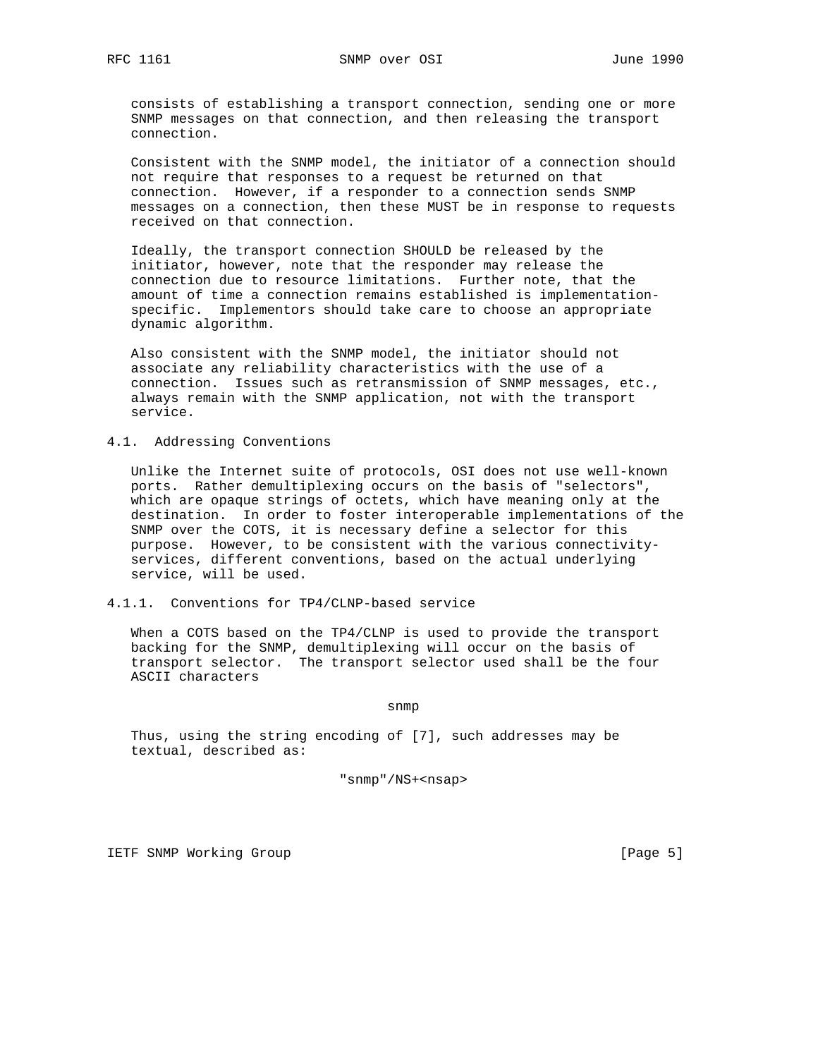consists of establishing a transport connection, sending one or more SNMP messages on that connection, and then releasing the transport connection.

Consistent with the SNMP model, the initiator of a connection should not require that responses to a request be returned on that connection. However, if a responder to a connection sends SNMP messages on a connection, then these MUST be in response to requests received on that connection.

Ideally, the transport connection SHOULD be released by the initiator, however, note that the responder may release the connection due to resource limitations. Further note, that the amount of time a connection remains established is implementation-specific. Implementors should take care to choose an appropriate dynamic algorithm.

Also consistent with the SNMP model, the initiator should not associate any reliability characteristics with the use of a connection. Issues such as retransmission of SNMP messages, etc., always remain with the SNMP application, not with the transport service.

### 4.1. Addressing Conventions

Unlike the Internet suite of protocols, OSI does not use well-known ports. Rather demultiplexing occurs on the basis of "selectors", which are opaque strings of octets, which have meaning only at the destination. In order to foster interoperable implementations of the SNMP over the COTS, it is necessary define a selector for this purpose. However, to be consistent with the various connectivity-services, different conventions, based on the actual underlying service, will be used.

#### 4.1.1. Conventions for TP4/CLNP-based service

When a COTS based on the TP4/CLNP is used to provide the transport backing for the SNMP, demultiplexing will occur on the basis of transport selector. The transport selector used shall be the four ASCII characters

```
snmp
```

Thus, using the string encoding of [7], such addresses may be textual, described as:

```
"snmp"/NS+<nsap>
```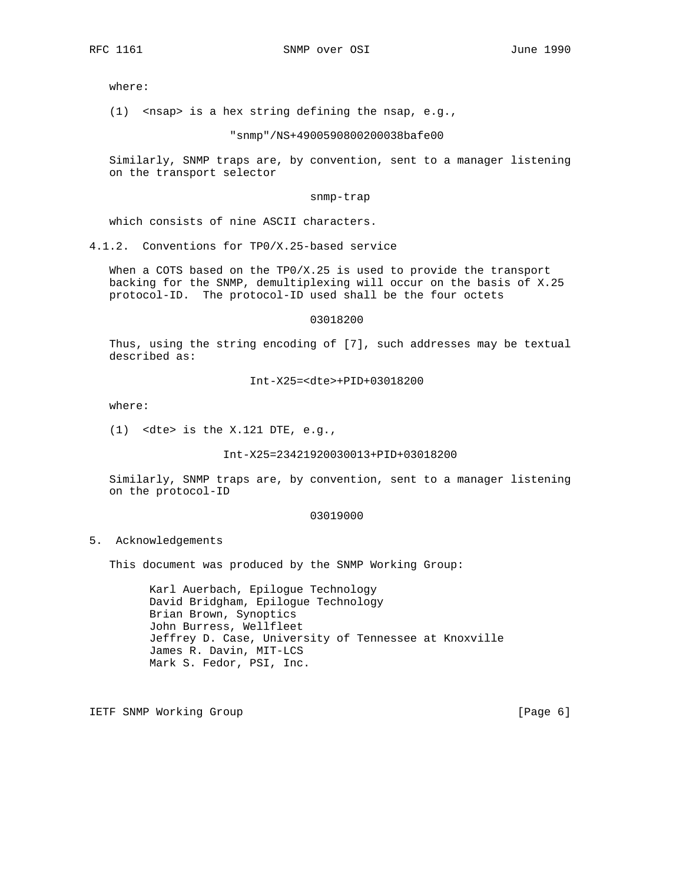where:

(1) <nsap> is a hex string defining the nsap, e.g.,

```
"snmp"/NS+4900590800200038bafe00
```

Similarly, SNMP traps are, by convention, sent to a manager listening on the transport selector

```
snmp-trap
```

which consists of nine ASCII characters.

### 4.1.2. Conventions for TP0/X.25-based service

When a COTS based on the TP0/X.25 is used to provide the transport backing for the SNMP, demultiplexing will occur on the basis of X.25 protocol-ID. The protocol-ID used shall be the four octets

```
03018200
```

Thus, using the string encoding of [7], such addresses may be textual described as:

```
Int-X25=<dte>+PID+03018200
```

where:

(1) <dte> is the X.121 DTE, e.g.,

```
Int-X25=23421920030013+PID+03018200
```

Similarly, SNMP traps are, by convention, sent to a manager listening on the protocol-ID

```
03019000
```

## 5. Acknowledgements

This document was produced by the SNMP Working Group:

Karl Auerbach, Epilogue Technology
David Bridgham, Epilogue Technology
Brian Brown, Synoptics
John Burress, Wellfleet
Jeffrey D. Case, University of Tennessee at Knoxville
James R. Davin, MIT-LCS
Mark S. Fedor, PSI, Inc.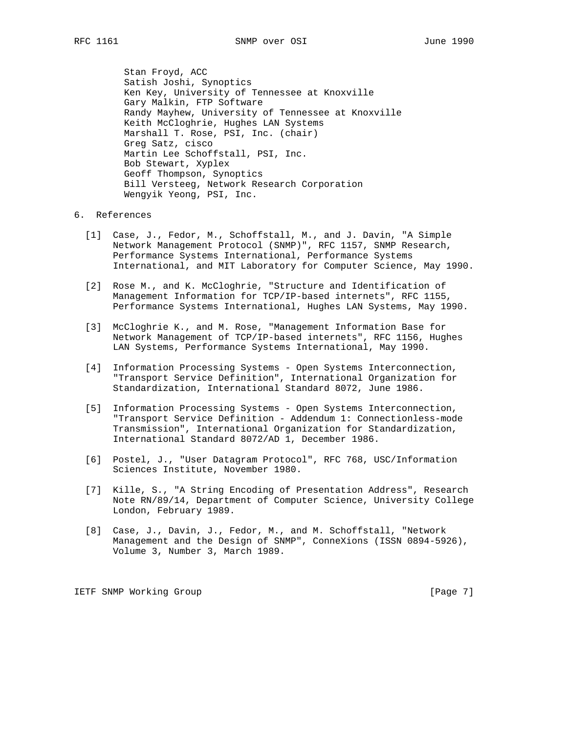Stan Froyd, ACC
Satish Joshi, Synoptics
Ken Key, University of Tennessee at Knoxville
Gary Malkin, FTP Software
Randy Mayhew, University of Tennessee at Knoxville
Keith McCloghrie, Hughes LAN Systems
Marshall T. Rose, PSI, Inc. (chair)
Greg Satz, cisco
Martin Lee Schoffstall, PSI, Inc.
Bob Stewart, Xyplex
Geoff Thompson, Synoptics
Bill Versteeg, Network Research Corporation
Wengyik Yeong, PSI, Inc.

## 6. References

[1] Case, J., Fedor, M., Schoffstall, M., and J. Davin, "A Simple Network Management Protocol (SNMP)", RFC 1157, SNMP Research, Performance Systems International, Performance Systems International, and MIT Laboratory for Computer Science, May 1990.

[2] Rose M., and K. McCloghrie, "Structure and Identification of Management Information for TCP/IP-based internets", RFC 1155, Performance Systems International, Hughes LAN Systems, May 1990.

[3] McCloghrie K., and M. Rose, "Management Information Base for Network Management of TCP/IP-based internets", RFC 1156, Hughes LAN Systems, Performance Systems International, May 1990.

[4] Information Processing Systems - Open Systems Interconnection, "Transport Service Definition", International Organization for Standardization, International Standard 8072, June 1986.

[5] Information Processing Systems - Open Systems Interconnection, "Transport Service Definition - Addendum 1: Connectionless-mode Transmission", International Organization for Standardization, International Standard 8072/AD 1, December 1986.

[6] Postel, J., "User Datagram Protocol", RFC 768, USC/Information Sciences Institute, November 1980.

[7] Kille, S., "A String Encoding of Presentation Address", Research Note RN/89/14, Department of Computer Science, University College London, February 1989.

[8] Case, J., Davin, J., Fedor, M., and M. Schoffstall, "Network Management and the Design of SNMP", ConneXions (ISSN 0894-5926), Volume 3, Number 3, March 1989.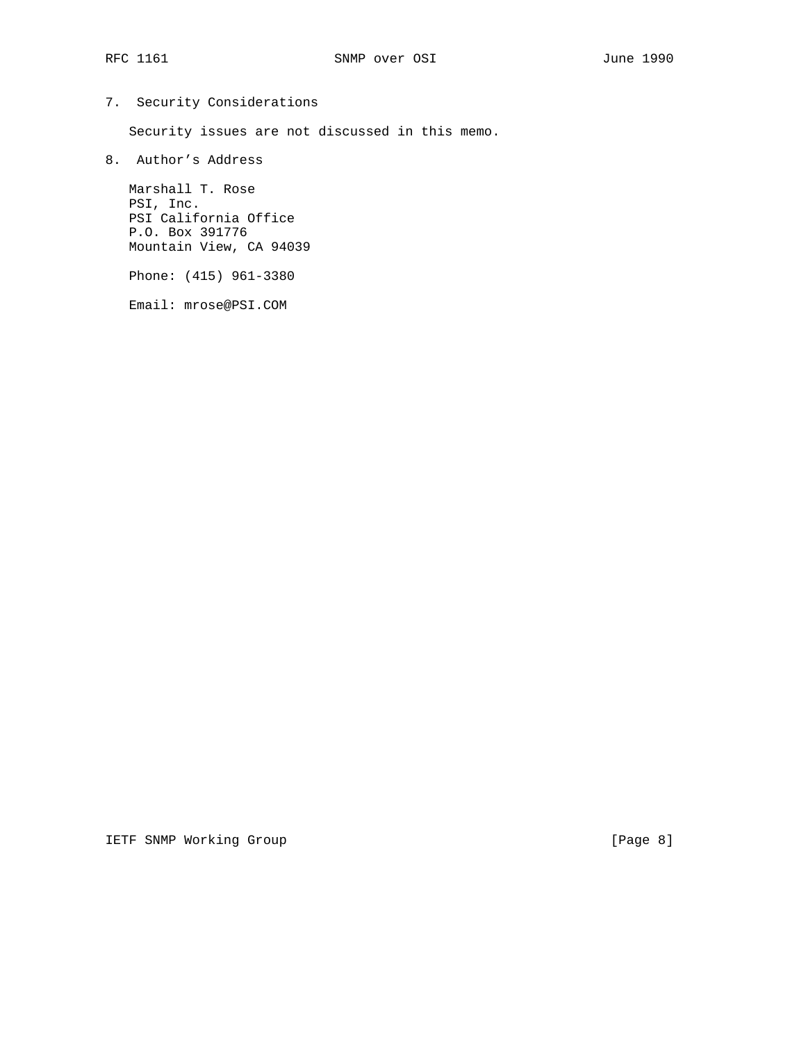## 7. Security Considerations

Security issues are not discussed in this memo.

## 8. Author's Address

Marshall T. Rose
PSI, Inc.
PSI California Office
P.O. Box 391776
Mountain View, CA 94039

Phone: (415) 961-3380

Email: mrose@PSI.COM